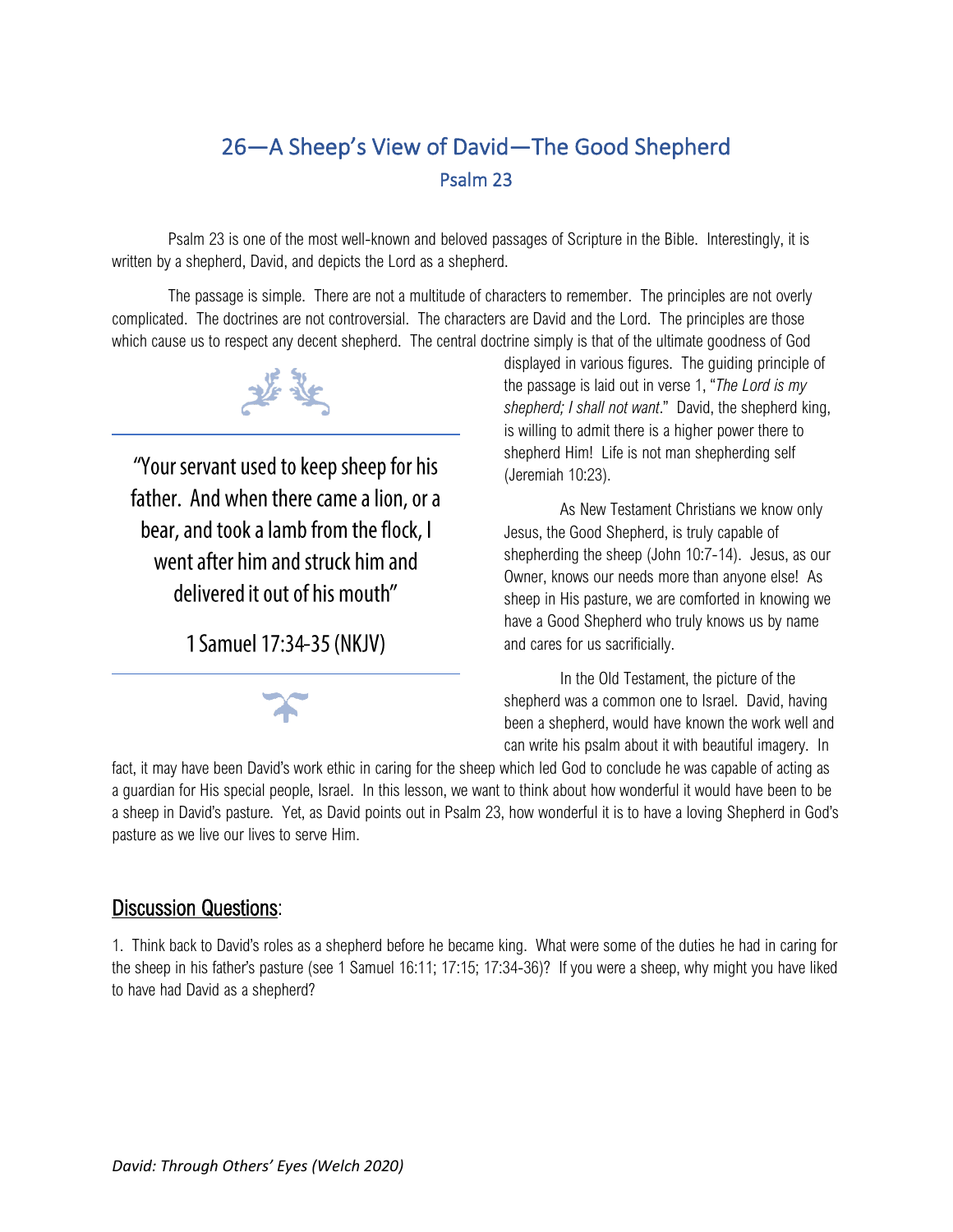# 26—A Sheep's View of David—The Good Shepherd

## Psalm 23

Psalm 23 is one of the most well-known and beloved passages of Scripture in the Bible. Interestingly, it is written by a shepherd, David, and depicts the Lord as a shepherd.

The passage is simple. There are not a multitude of characters to remember. The principles are not overly complicated. The doctrines are not controversial. The characters are David and the Lord. The principles are those which cause us to respect any decent shepherd. The central doctrine simply is that of the ultimate goodness of God displayed in various figures. The guiding principle of the passage is laid out in verse 1, "*The Lord is my shepherd; I shall not want*." David, the shepherd king, is willing to admit there is a higher power there to shepherd Him! Life is not man shepherding self (Jeremiah 10:23).

> "Your servant used to keep sheep for his father. And when there came a lion, or a bear, and took a lamb from the flock, I went after him and struck him and delivered it out of his mouth"
>
> 1 Samuel 17:34-35 (NKJV)

As New Testament Christians we know only Jesus, the Good Shepherd, is truly capable of shepherding the sheep (John 10:7-14). Jesus, as our Owner, knows our needs more than anyone else! As sheep in His pasture, we are comforted in knowing we have a Good Shepherd who truly knows us by name and cares for us sacrificially.

In the Old Testament, the picture of the shepherd was a common one to Israel. David, having been a shepherd, would have known the work well and can write his psalm about it with beautiful imagery. In fact, it may have been David's work ethic in caring for the sheep which led God to conclude he was capable of acting as a guardian for His special people, Israel. In this lesson, we want to think about how wonderful it would have been to be a sheep in David's pasture. Yet, as David points out in Psalm 23, how wonderful it is to have a loving Shepherd in God's pasture as we live our lives to serve Him.

## Discussion Questions:

1. Think back to David's roles as a shepherd before he became king. What were some of the duties he had in caring for the sheep in his father's pasture (see 1 Samuel 16:11; 17:15; 17:34-36)? If you were a sheep, why might you have liked to have had David as a shepherd?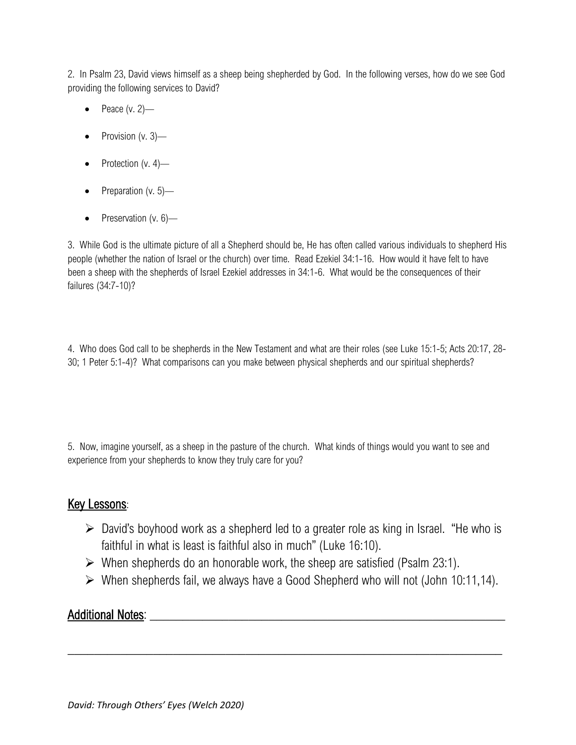2. In Psalm 23, David views himself as a sheep being shepherded by God. In the following verses, how do we see God providing the following services to David?

- Peace (v. 2)—
- Provision (v. 3)—
- Protection (v. 4)—
- Preparation (v. 5)—
- Preservation (v. 6)—

3. While God is the ultimate picture of all a Shepherd should be, He has often called various individuals to shepherd His people (whether the nation of Israel or the church) over time. Read Ezekiel 34:1-16. How would it have felt to have been a sheep with the shepherds of Israel Ezekiel addresses in 34:1-6. What would be the consequences of their failures (34:7-10)?

4. Who does God call to be shepherds in the New Testament and what are their roles (see Luke 15:1-5; Acts 20:17, 28-30; 1 Peter 5:1-4)? What comparisons can you make between physical shepherds and our spiritual shepherds?

5. Now, imagine yourself, as a sheep in the pasture of the church. What kinds of things would you want to see and experience from your shepherds to know they truly care for you?

## Key Lessons:

- David's boyhood work as a shepherd led to a greater role as king in Israel. "He who is faithful in what is least is faithful also in much" (Luke 16:10).
- When shepherds do an honorable work, the sheep are satisfied (Psalm 23:1).
- When shepherds fail, we always have a Good Shepherd who will not (John 10:11,14).

## Additional Notes: ________________________________________________________________

________________________________________________________________________________

*David: Through Others' Eyes (Welch 2020)*